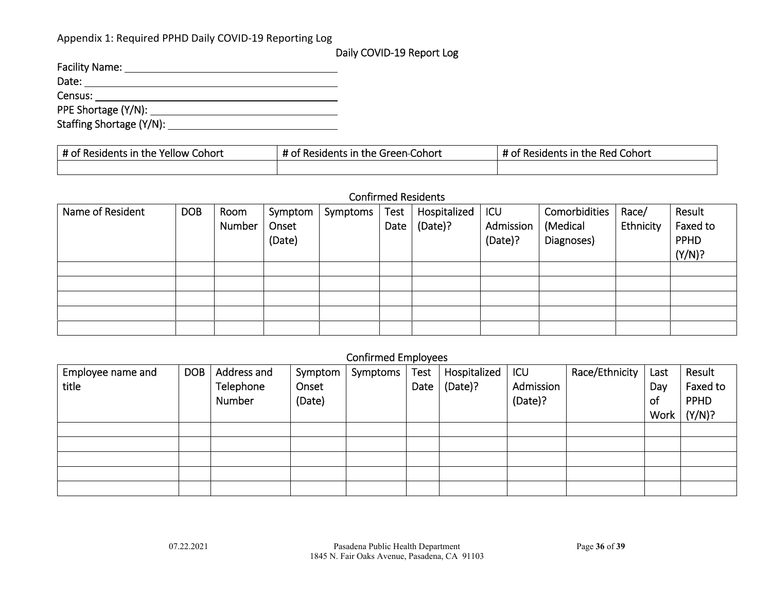Appendix 1: Required PPHD Daily COVID-19 Reporting Log

## Daily COVID-19 Report Log

Facility Name: ______________________________

Date: ______________________________

Census: ______________________________

PPE Shortage (Y/N): ______________________________

Staffing Shortage (Y/N): ______________________________

| # of Residents in the Yellow Cohort | # of Residents in the Green-Cohort | # of Residents in the Red Cohort |
|---|---|---|
| | | |

### Confirmed Residents

| Name of Resident | DOB | Room Number | Symptom Onset (Date) | Symptoms | Test Date | Hospitalized (Date)? | ICU Admission (Date)? | Comorbidities (Medical Diagnoses) | Race/ Ethnicity | Result Faxed to PPHD (Y/N)? |
|---|---|---|---|---|---|---|---|---|---|---|
| | | | | | | | | | | |
| | | | | | | | | | | |
| | | | | | | | | | | |
| | | | | | | | | | | |
| | | | | | | | | | | |

### Confirmed Employees

| Employee name and title | DOB | Address and Telephone Number | Symptom Onset (Date) | Symptoms | Test Date | Hospitalized (Date)? | ICU Admission (Date)? | Race/Ethnicity | Last Day of Work | Result Faxed to PPHD (Y/N)? |
|---|---|---|---|---|---|---|---|---|---|---|
| | | | | | | | | | | |
| | | | | | | | | | | |
| | | | | | | | | | | |
| | | | | | | | | | | |
| | | | | | | | | | | |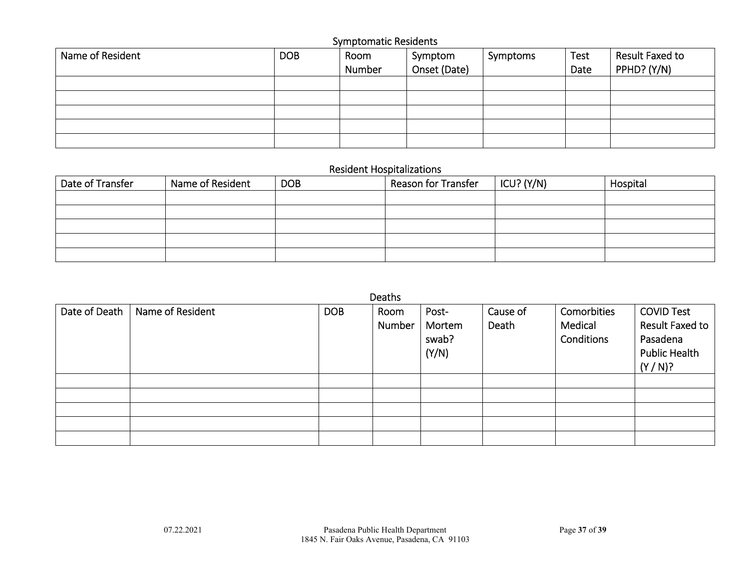### Symptomatic Residents

| Name of Resident | DOB | Room Number | Symptom Onset (Date) | Symptoms | Test Date | Result Faxed to PPHD? (Y/N) |
|---|---|---|---|---|---|---|
| | | | | | | |
| | | | | | | |
| | | | | | | |
| | | | | | | |
| | | | | | | |

### Resident Hospitalizations

| Date of Transfer | Name of Resident | DOB | Reason for Transfer | ICU? (Y/N) | Hospital |
|---|---|---|---|---|---|
| | | | | | |
| | | | | | |
| | | | | | |
| | | | | | |
| | | | | | |

### Deaths

| Date of Death | Name of Resident | DOB | Room Number | Post-Mortem swab? (Y/N) | Cause of Death | Comorbities Medical Conditions | COVID Test Result Faxed to Pasadena Public Health (Y / N)? |
|---|---|---|---|---|---|---|---|
| | | | | | | | |
| | | | | | | | |
| | | | | | | | |
| | | | | | | | |
| | | | | | | | |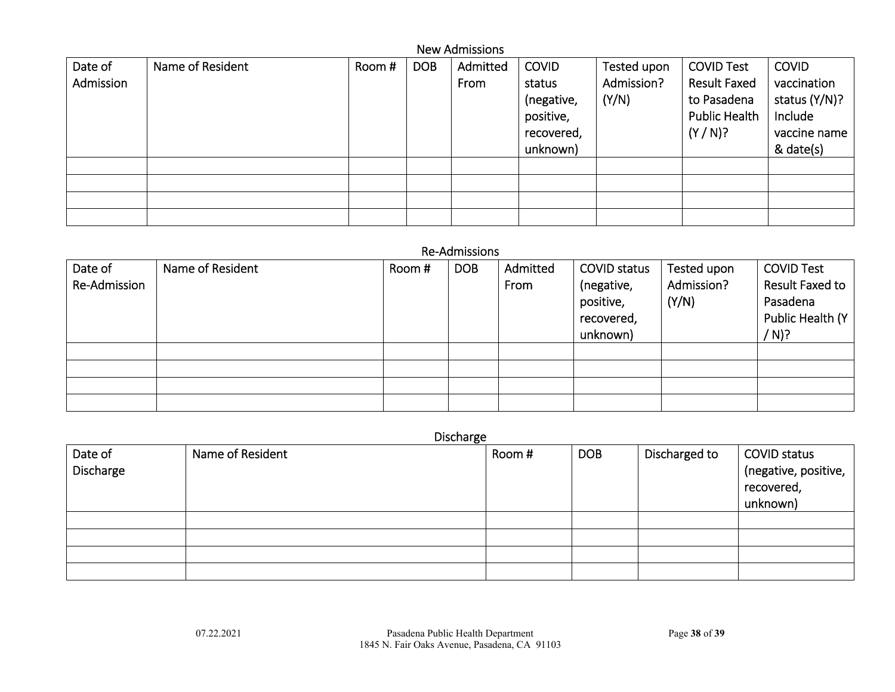New Admissions

| Date of Admission | Name of Resident | Room # | DOB | Admitted From | COVID status (negative, positive, recovered, unknown) | Tested upon Admission? (Y/N) | COVID Test Result Faxed to Pasadena Public Health (Y / N)? | COVID vaccination status (Y/N)? Include vaccine name & date(s) |
|---|---|---|---|---|---|---|---|---|
| | | | | | | | | |
| | | | | | | | | |
| | | | | | | | | |
| | | | | | | | | |

Re-Admissions

| Date of Re-Admission | Name of Resident | Room # | DOB | Admitted From | COVID status (negative, positive, recovered, unknown) | Tested upon Admission? (Y/N) | COVID Test Result Faxed to Pasadena Public Health (Y / N)? |
|---|---|---|---|---|---|---|---|
| | | | | | | | |
| | | | | | | | |
| | | | | | | | |
| | | | | | | | |

Discharge

| Date of Discharge | Name of Resident | Room # | DOB | Discharged to | COVID status (negative, positive, recovered, unknown) |
|---|---|---|---|---|---|
| | | | | | |
| | | | | | |
| | | | | | |
| | | | | | |